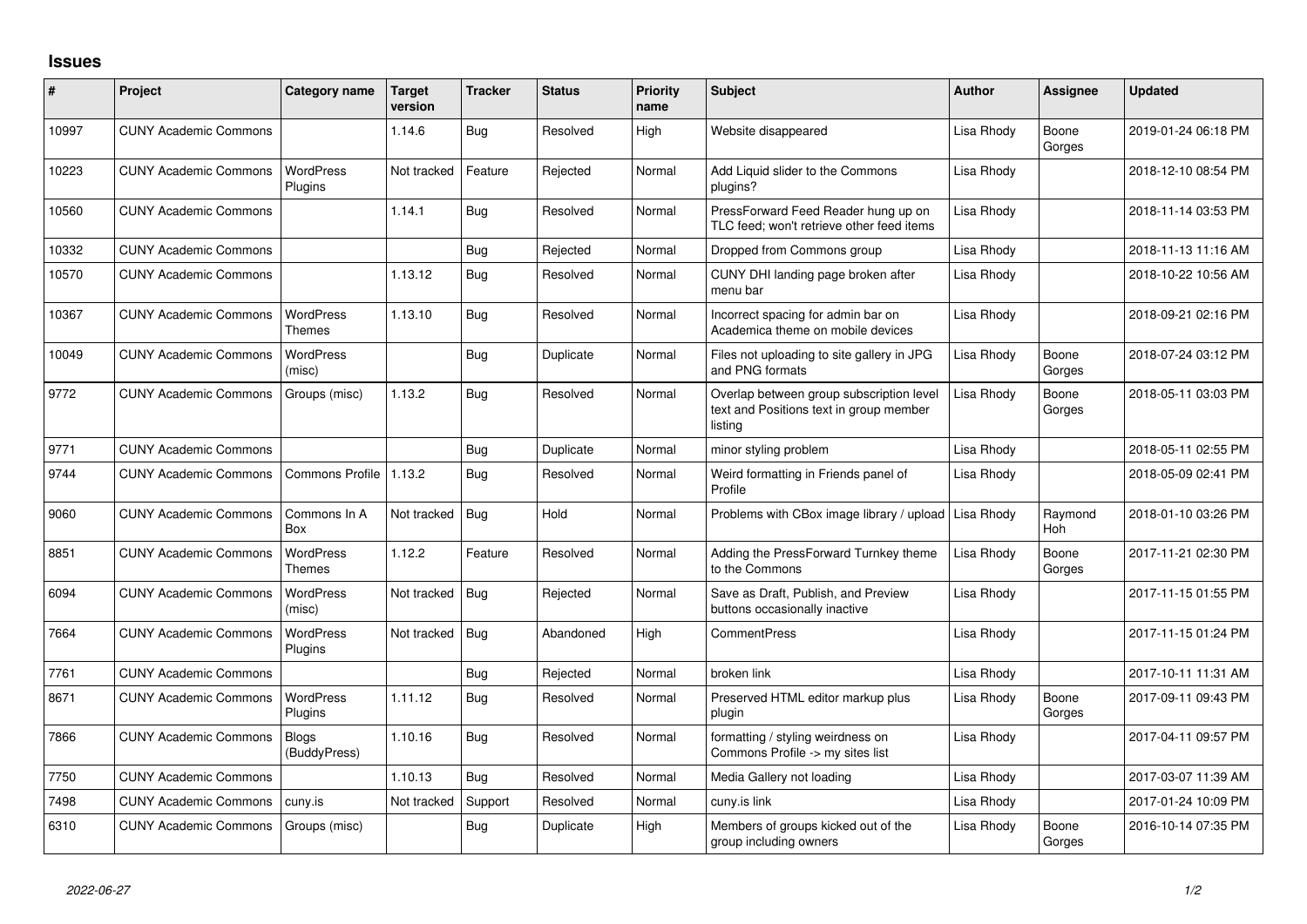## Issues

| # | Project | Category name | Target version | Tracker | Status | Priority name | Subject | Author | Assignee | Updated |
|---|---|---|---|---|---|---|---|---|---|---|
| 10997 | CUNY Academic Commons | | 1.14.6 | Bug | Resolved | High | Website disappeared | Lisa Rhody | Boone Gorges | 2019-01-24 06:18 PM |
| 10223 | CUNY Academic Commons | WordPress Plugins | Not tracked | Feature | Rejected | Normal | Add Liquid slider to the Commons plugins? | Lisa Rhody | | 2018-12-10 08:54 PM |
| 10560 | CUNY Academic Commons | | 1.14.1 | Bug | Resolved | Normal | PressForward Feed Reader hung up on TLC feed; won't retrieve other feed items | Lisa Rhody | | 2018-11-14 03:53 PM |
| 10332 | CUNY Academic Commons | | | Bug | Rejected | Normal | Dropped from Commons group | Lisa Rhody | | 2018-11-13 11:16 AM |
| 10570 | CUNY Academic Commons | | 1.13.12 | Bug | Resolved | Normal | CUNY DHI landing page broken after menu bar | Lisa Rhody | | 2018-10-22 10:56 AM |
| 10367 | CUNY Academic Commons | WordPress Themes | 1.13.10 | Bug | Resolved | Normal | Incorrect spacing for admin bar on Academica theme on mobile devices | Lisa Rhody | | 2018-09-21 02:16 PM |
| 10049 | CUNY Academic Commons | WordPress (misc) | | Bug | Duplicate | Normal | Files not uploading to site gallery in JPG and PNG formats | Lisa Rhody | Boone Gorges | 2018-07-24 03:12 PM |
| 9772 | CUNY Academic Commons | Groups (misc) | 1.13.2 | Bug | Resolved | Normal | Overlap between group subscription level text and Positions text in group member listing | Lisa Rhody | Boone Gorges | 2018-05-11 03:03 PM |
| 9771 | CUNY Academic Commons | | | Bug | Duplicate | Normal | minor styling problem | Lisa Rhody | | 2018-05-11 02:55 PM |
| 9744 | CUNY Academic Commons | Commons Profile | 1.13.2 | Bug | Resolved | Normal | Weird formatting in Friends panel of Profile | Lisa Rhody | | 2018-05-09 02:41 PM |
| 9060 | CUNY Academic Commons | Commons In A Box | Not tracked | Bug | Hold | Normal | Problems with CBox image library / upload | Lisa Rhody | Raymond Hoh | 2018-01-10 03:26 PM |
| 8851 | CUNY Academic Commons | WordPress Themes | 1.12.2 | Feature | Resolved | Normal | Adding the PressForward Turnkey theme to the Commons | Lisa Rhody | Boone Gorges | 2017-11-21 02:30 PM |
| 6094 | CUNY Academic Commons | WordPress (misc) | Not tracked | Bug | Rejected | Normal | Save as Draft, Publish, and Preview buttons occasionally inactive | Lisa Rhody | | 2017-11-15 01:55 PM |
| 7664 | CUNY Academic Commons | WordPress Plugins | Not tracked | Bug | Abandoned | High | CommentPress | Lisa Rhody | | 2017-11-15 01:24 PM |
| 7761 | CUNY Academic Commons | | | Bug | Rejected | Normal | broken link | Lisa Rhody | | 2017-10-11 11:31 AM |
| 8671 | CUNY Academic Commons | WordPress Plugins | 1.11.12 | Bug | Resolved | Normal | Preserved HTML editor markup plus plugin | Lisa Rhody | Boone Gorges | 2017-09-11 09:43 PM |
| 7866 | CUNY Academic Commons | Blogs (BuddyPress) | 1.10.16 | Bug | Resolved | Normal | formatting / styling weirdness on Commons Profile -> my sites list | Lisa Rhody | | 2017-04-11 09:57 PM |
| 7750 | CUNY Academic Commons | | 1.10.13 | Bug | Resolved | Normal | Media Gallery not loading | Lisa Rhody | | 2017-03-07 11:39 AM |
| 7498 | CUNY Academic Commons | cuny.is | Not tracked | Support | Resolved | Normal | cuny.is link | Lisa Rhody | | 2017-01-24 10:09 PM |
| 6310 | CUNY Academic Commons | Groups (misc) | | Bug | Duplicate | High | Members of groups kicked out of the group including owners | Lisa Rhody | Boone Gorges | 2016-10-14 07:35 PM |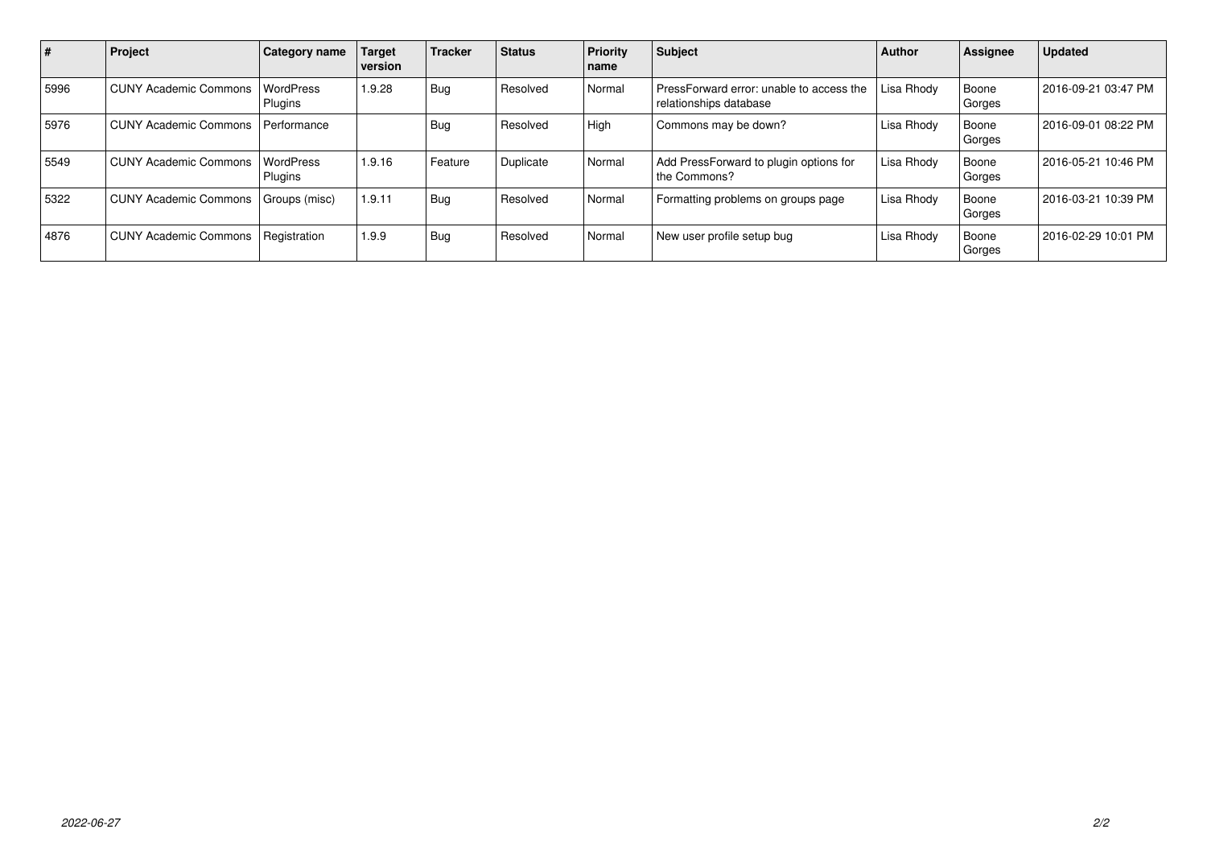| # | Project | Category name | Target version | Tracker | Status | Priority name | Subject | Author | Assignee | Updated |
|---|---|---|---|---|---|---|---|---|---|---|
| 5996 | CUNY Academic Commons | WordPress Plugins | 1.9.28 | Bug | Resolved | Normal | PressForward error: unable to access the relationships database | Lisa Rhody | Boone Gorges | 2016-09-21 03:47 PM |
| 5976 | CUNY Academic Commons | Performance | | Bug | Resolved | High | Commons may be down? | Lisa Rhody | Boone Gorges | 2016-09-01 08:22 PM |
| 5549 | CUNY Academic Commons | WordPress Plugins | 1.9.16 | Feature | Duplicate | Normal | Add PressForward to plugin options for the Commons? | Lisa Rhody | Boone Gorges | 2016-05-21 10:46 PM |
| 5322 | CUNY Academic Commons | Groups (misc) | 1.9.11 | Bug | Resolved | Normal | Formatting problems on groups page | Lisa Rhody | Boone Gorges | 2016-03-21 10:39 PM |
| 4876 | CUNY Academic Commons | Registration | 1.9.9 | Bug | Resolved | Normal | New user profile setup bug | Lisa Rhody | Boone Gorges | 2016-02-29 10:01 PM |